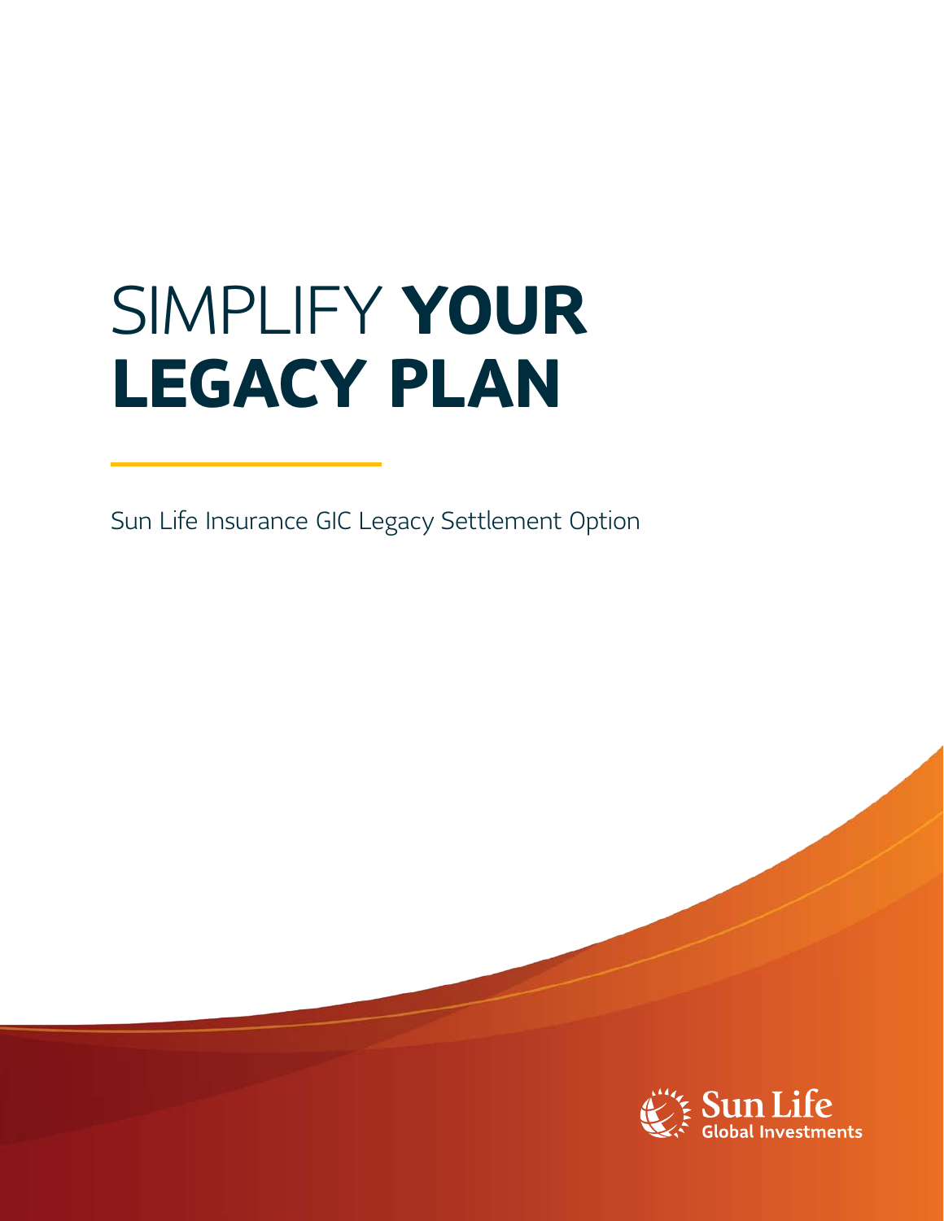# SIMPLIFY **YOUR LEGACY PLAN**

Sun Life Insurance GIC Legacy Settlement Option

Sun Life Global Investments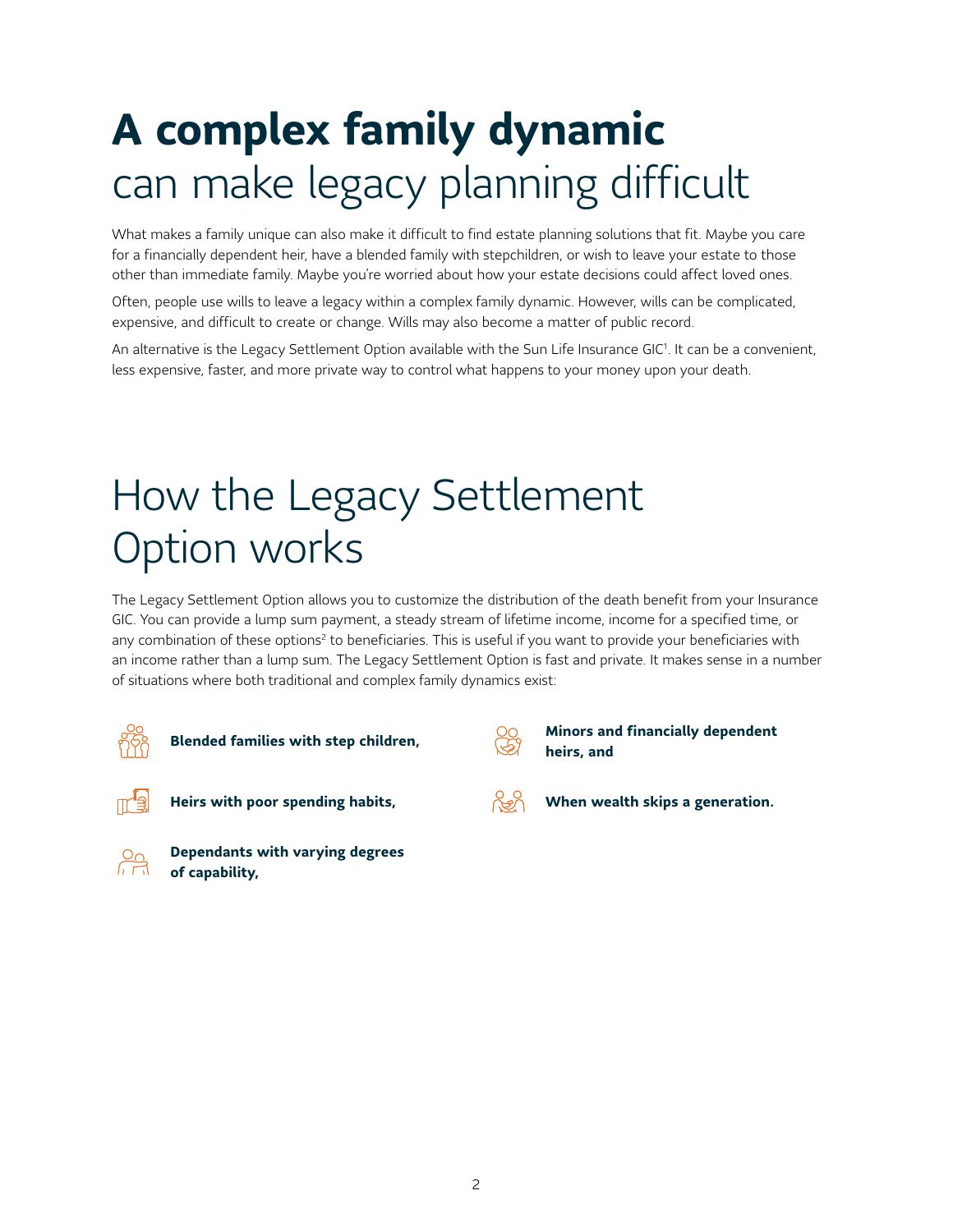# **A complex family dynamic** can make legacy planning difficult

What makes a family unique can also make it difficult to find estate planning solutions that fit. Maybe you care for a financially dependent heir, have a blended family with stepchildren, or wish to leave your estate to those other than immediate family. Maybe you're worried about how your estate decisions could affect loved ones.

Often, people use wills to leave a legacy within a complex family dynamic. However, wills can be complicated, expensive, and difficult to create or change. Wills may also become a matter of public record.

An alternative is the Legacy Settlement Option available with the Sun Life Insurance GIC[1]. It can be a convenient, less expensive, faster, and more private way to control what happens to your money upon your death.

# How the Legacy Settlement Option works

The Legacy Settlement Option allows you to customize the distribution of the death benefit from your Insurance GIC. You can provide a lump sum payment, a steady stream of lifetime income, income for a specified time, or any combination of these options[2] to beneficiaries. This is useful if you want to provide your beneficiaries with an income rather than a lump sum. The Legacy Settlement Option is fast and private. It makes sense in a number of situations where both traditional and complex family dynamics exist:

- **Blended families with step children,**
- **Heirs with poor spending habits,**
- **Dependants with varying degrees of capability,**
- **Minors and financially dependent heirs, and**
- **When wealth skips a generation.**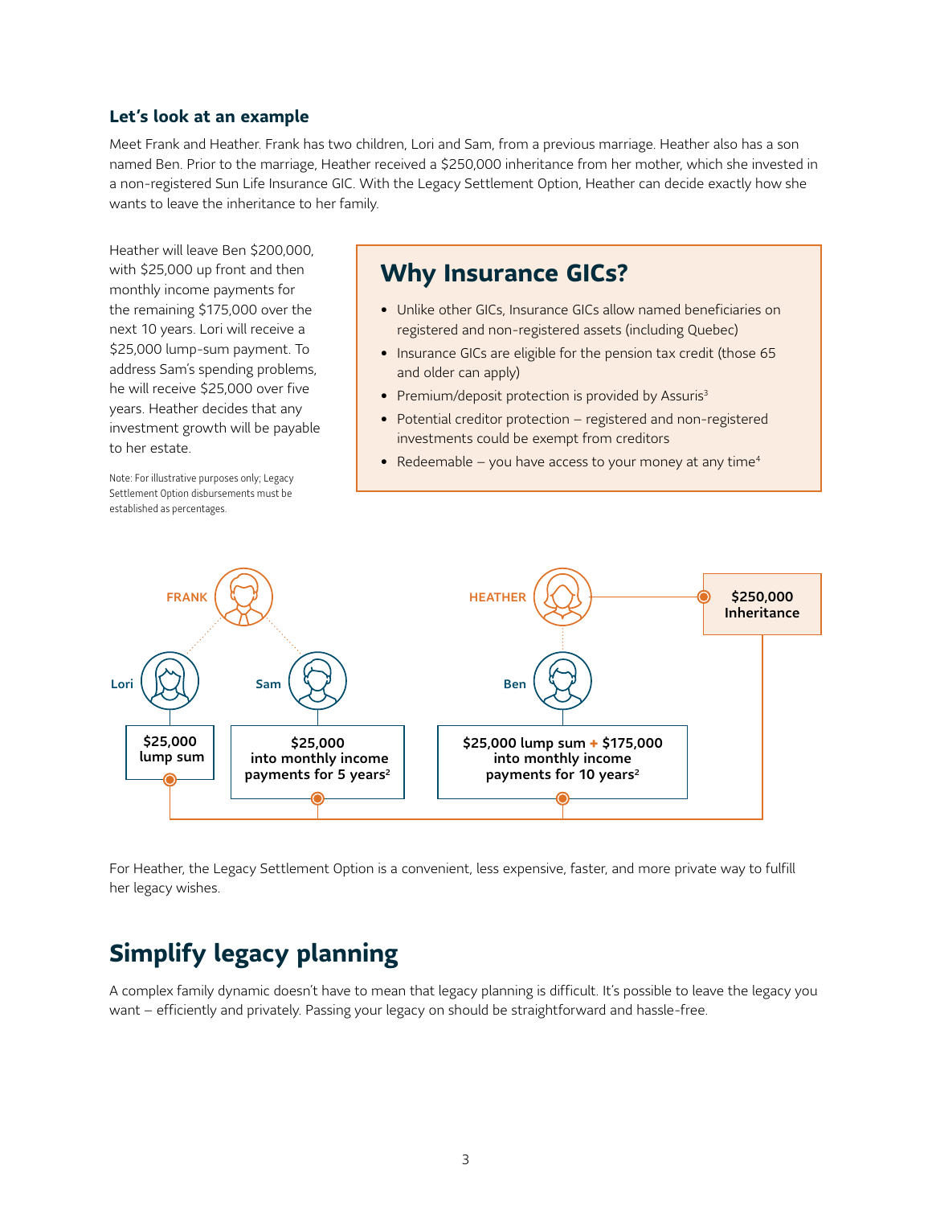### Let's look at an example

Meet Frank and Heather. Frank has two children, Lori and Sam, from a previous marriage. Heather also has a son named Ben. Prior to the marriage, Heather received a $250,000 inheritance from her mother, which she invested in a non-registered Sun Life Insurance GIC. With the Legacy Settlement Option, Heather can decide exactly how she wants to leave the inheritance to her family.

Heather will leave Ben $200,000, with $25,000 up front and then monthly income payments for the remaining $175,000 over the next 10 years. Lori will receive a $25,000 lump-sum payment. To address Sam's spending problems, he will receive $25,000 over five years. Heather decides that any investment growth will be payable to her estate.

Note: For illustrative purposes only; Legacy Settlement Option disbursements must be established as percentages.

## Why Insurance GICs?

- Unlike other GICs, Insurance GICs allow named beneficiaries on registered and non-registered assets (including Quebec)
- Insurance GICs are eligible for the pension tax credit (those 65 and older can apply)
- Premium/deposit protection is provided by Assuris[3]
- Potential creditor protection – registered and non-registered investments could be exempt from creditors
- Redeemable – you have access to your money at any time[4]

FRANK — HEATHER — **$250,000 Inheritance**

- Lori: **$25,000 lump sum**
- Sam: **$25,000 into monthly income payments for 5 years[2]**
- Ben: **$25,000 lump sum + $175,000 into monthly income payments for 10 years[2]**

For Heather, the Legacy Settlement Option is a convenient, less expensive, faster, and more private way to fulfill her legacy wishes.

# Simplify legacy planning

A complex family dynamic doesn't have to mean that legacy planning is difficult. It's possible to leave the legacy you want – efficiently and privately. Passing your legacy on should be straightforward and hassle-free.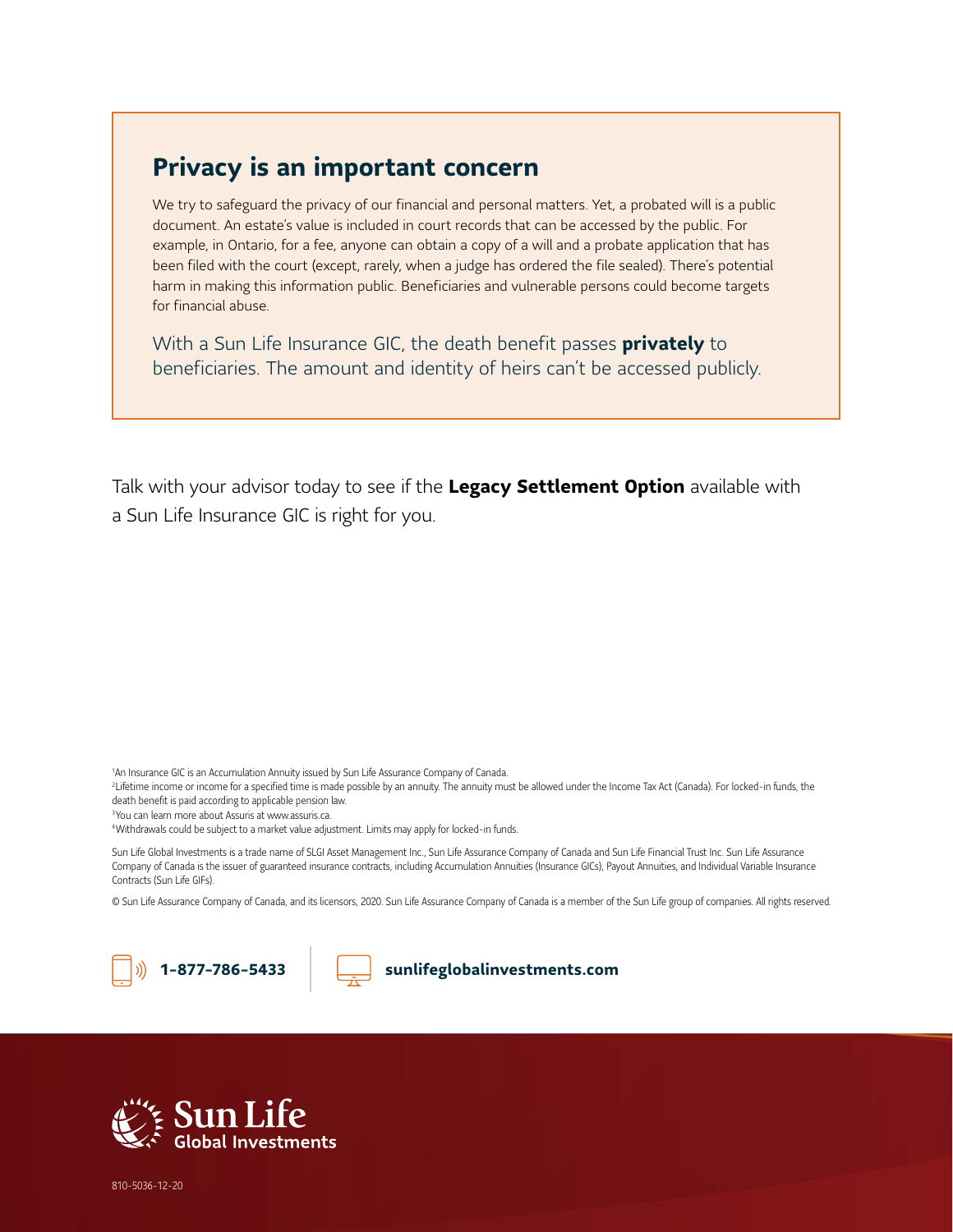## Privacy is an important concern

We try to safeguard the privacy of our financial and personal matters. Yet, a probated will is a public document. An estate's value is included in court records that can be accessed by the public. For example, in Ontario, for a fee, anyone can obtain a copy of a will and a probate application that has been filed with the court (except, rarely, when a judge has ordered the file sealed). There's potential harm in making this information public. Beneficiaries and vulnerable persons could become targets for financial abuse.

With a Sun Life Insurance GIC, the death benefit passes **privately** to beneficiaries. The amount and identity of heirs can't be accessed publicly.

Talk with your advisor today to see if the **Legacy Settlement Option** available with a Sun Life Insurance GIC is right for you.

[1]An Insurance GIC is an Accumulation Annuity issued by Sun Life Assurance Company of Canada.

[2]Lifetime income or income for a specified time is made possible by an annuity. The annuity must be allowed under the Income Tax Act (Canada). For locked-in funds, the death benefit is paid according to applicable pension law.

[3]You can learn more about Assuris at www.assuris.ca.

[4]Withdrawals could be subject to a market value adjustment. Limits may apply for locked-in funds.

Sun Life Global Investments is a trade name of SLGI Asset Management Inc., Sun Life Assurance Company of Canada and Sun Life Financial Trust Inc. Sun Life Assurance Company of Canada is the issuer of guaranteed insurance contracts, including Accumulation Annuities (Insurance GICs), Payout Annuities, and Individual Variable Insurance Contracts (Sun Life GIFs).

© Sun Life Assurance Company of Canada, and its licensors, 2020. Sun Life Assurance Company of Canada is a member of the Sun Life group of companies. All rights reserved.

**1-877-786-5433** | **sunlifeglobalinvestments.com**

Sun Life Global Investments

810-5036-12-20